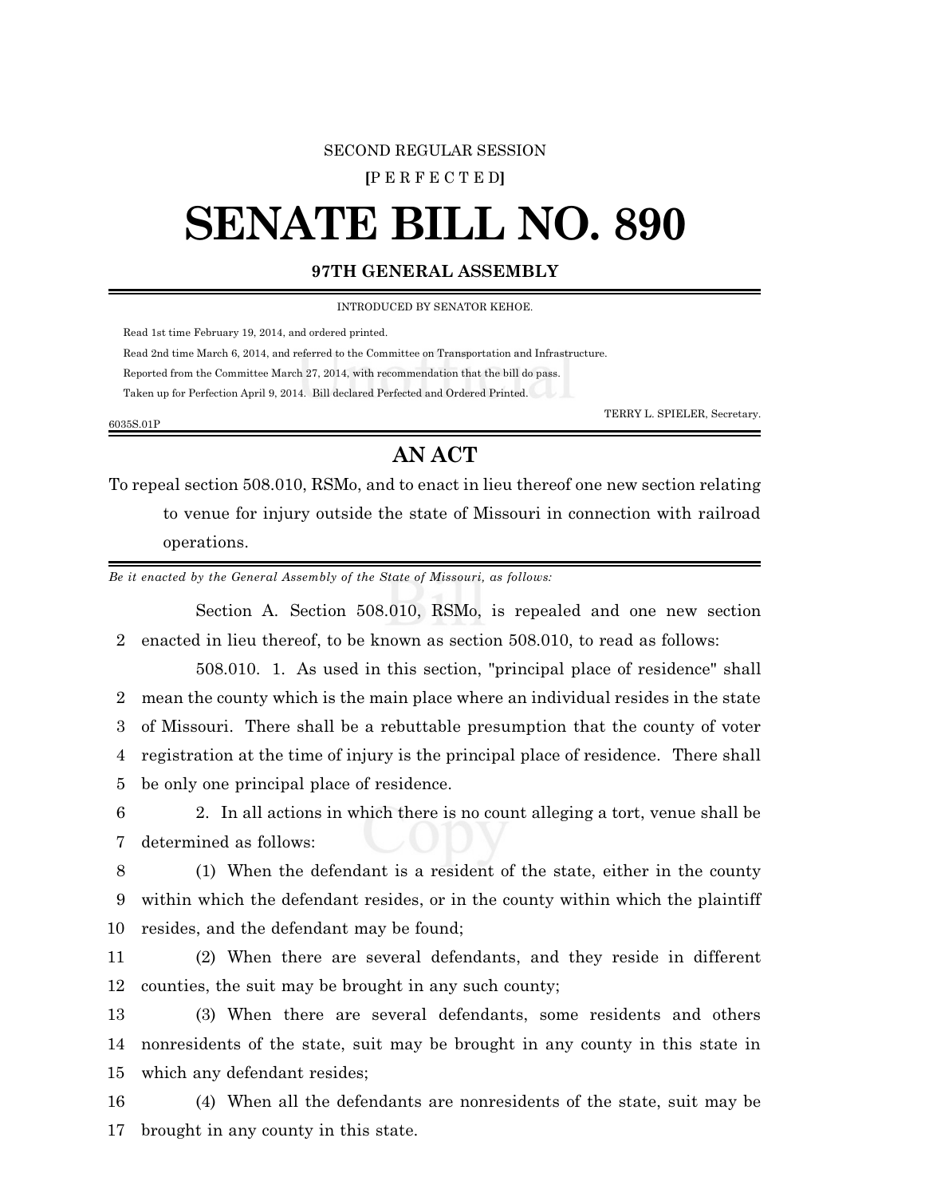SECOND REGULAR SESSION

**[**P E R F E C T E D**]**

# SENATE BILL NO. 890

**97TH GENERAL ASSEMBLY**

INTRODUCED BY SENATOR KEHOE.

Read 1st time February 19, 2014, and ordered printed.

Read 2nd time March 6, 2014, and referred to the Committee on Transportation and Infrastructure.

Reported from the Committee March 27, 2014, with recommendation that the bill do pass.

Taken up for Perfection April 9, 2014. Bill declared Perfected and Ordered Printed.

TERRY L. SPIELER, Secretary.

6035S.01P

## AN ACT

To repeal section 508.010, RSMo, and to enact in lieu thereof one new section relating to venue for injury outside the state of Missouri in connection with railroad operations.

*Be it enacted by the General Assembly of the State of Missouri, as follows:*

Section A. Section 508.010, RSMo, is repealed and one new section
2 enacted in lieu thereof, to be known as section 508.010, to read as follows:

508.010. 1. As used in this section, "principal place of residence" shall
2 mean the county which is the main place where an individual resides in the state
3 of Missouri. There shall be a rebuttable presumption that the county of voter
4 registration at the time of injury is the principal place of residence. There shall
5 be only one principal place of residence.

6 2. In all actions in which there is no count alleging a tort, venue shall be
7 determined as follows:

8 (1) When the defendant is a resident of the state, either in the county
9 within which the defendant resides, or in the county within which the plaintiff
10 resides, and the defendant may be found;

11 (2) When there are several defendants, and they reside in different
12 counties, the suit may be brought in any such county;

13 (3) When there are several defendants, some residents and others
14 nonresidents of the state, suit may be brought in any county in this state in
15 which any defendant resides;

16 (4) When all the defendants are nonresidents of the state, suit may be
17 brought in any county in this state.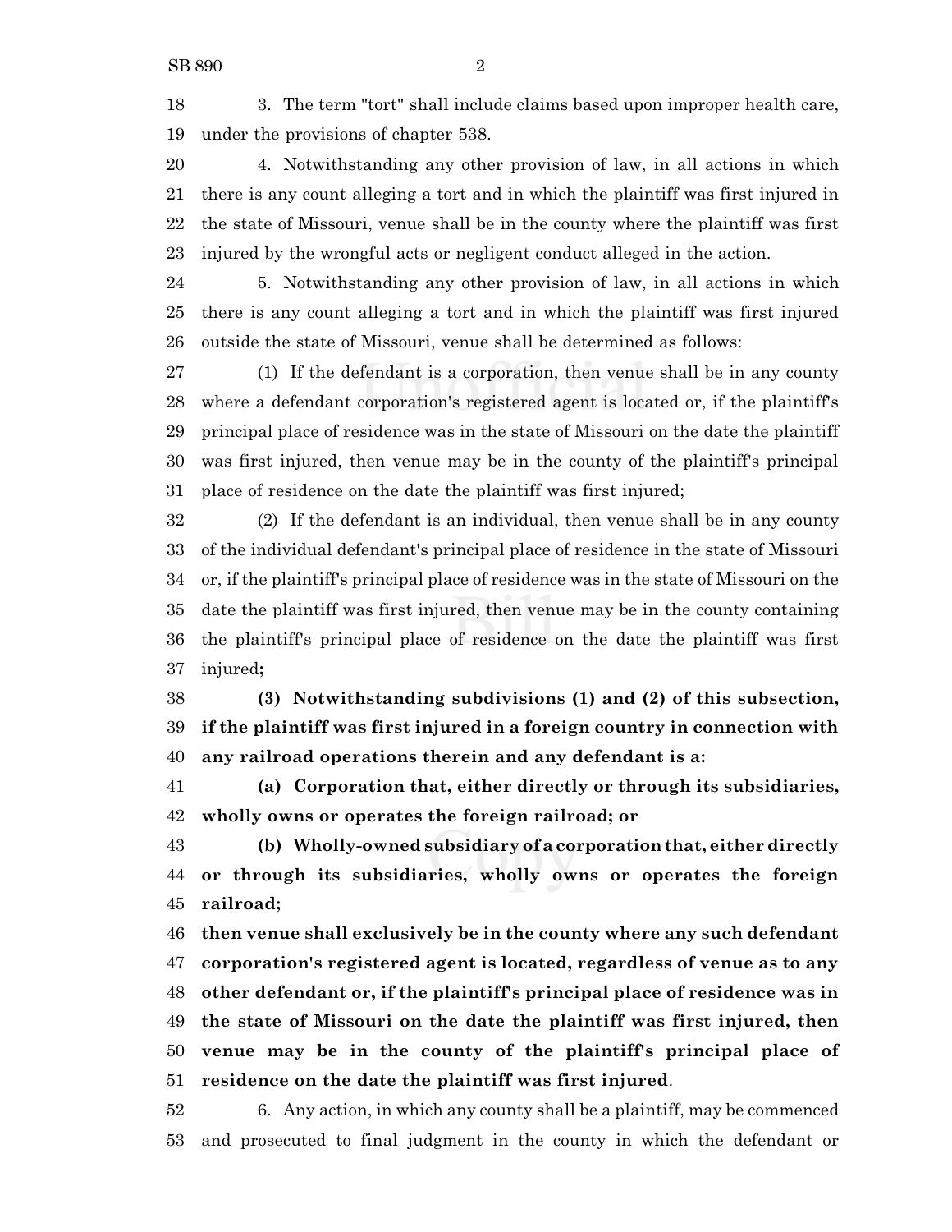3. The term "tort" shall include claims based upon improper health care, under the provisions of chapter 538.

4. Notwithstanding any other provision of law, in all actions in which there is any count alleging a tort and in which the plaintiff was first injured in the state of Missouri, venue shall be in the county where the plaintiff was first injured by the wrongful acts or negligent conduct alleged in the action.

5. Notwithstanding any other provision of law, in all actions in which there is any count alleging a tort and in which the plaintiff was first injured outside the state of Missouri, venue shall be determined as follows:

(1) If the defendant is a corporation, then venue shall be in any county where a defendant corporation's registered agent is located or, if the plaintiff's principal place of residence was in the state of Missouri on the date the plaintiff was first injured, then venue may be in the county of the plaintiff's principal place of residence on the date the plaintiff was first injured;

(2) If the defendant is an individual, then venue shall be in any county of the individual defendant's principal place of residence in the state of Missouri or, if the plaintiff's principal place of residence was in the state of Missouri on the date the plaintiff was first injured, then venue may be in the county containing the plaintiff's principal place of residence on the date the plaintiff was first injured**;**

**(3) Notwithstanding subdivisions (1) and (2) of this subsection, if the plaintiff was first injured in a foreign country in connection with any railroad operations therein and any defendant is a:**

**(a) Corporation that, either directly or through its subsidiaries, wholly owns or operates the foreign railroad; or**

**(b) Wholly-owned subsidiary of a corporation that, either directly or through its subsidiaries, wholly owns or operates the foreign railroad;**

**then venue shall exclusively be in the county where any such defendant corporation's registered agent is located, regardless of venue as to any other defendant or, if the plaintiff's principal place of residence was in the state of Missouri on the date the plaintiff was first injured, then venue may be in the county of the plaintiff's principal place of residence on the date the plaintiff was first injured**.

6. Any action, in which any county shall be a plaintiff, may be commenced and prosecuted to final judgment in the county in which the defendant or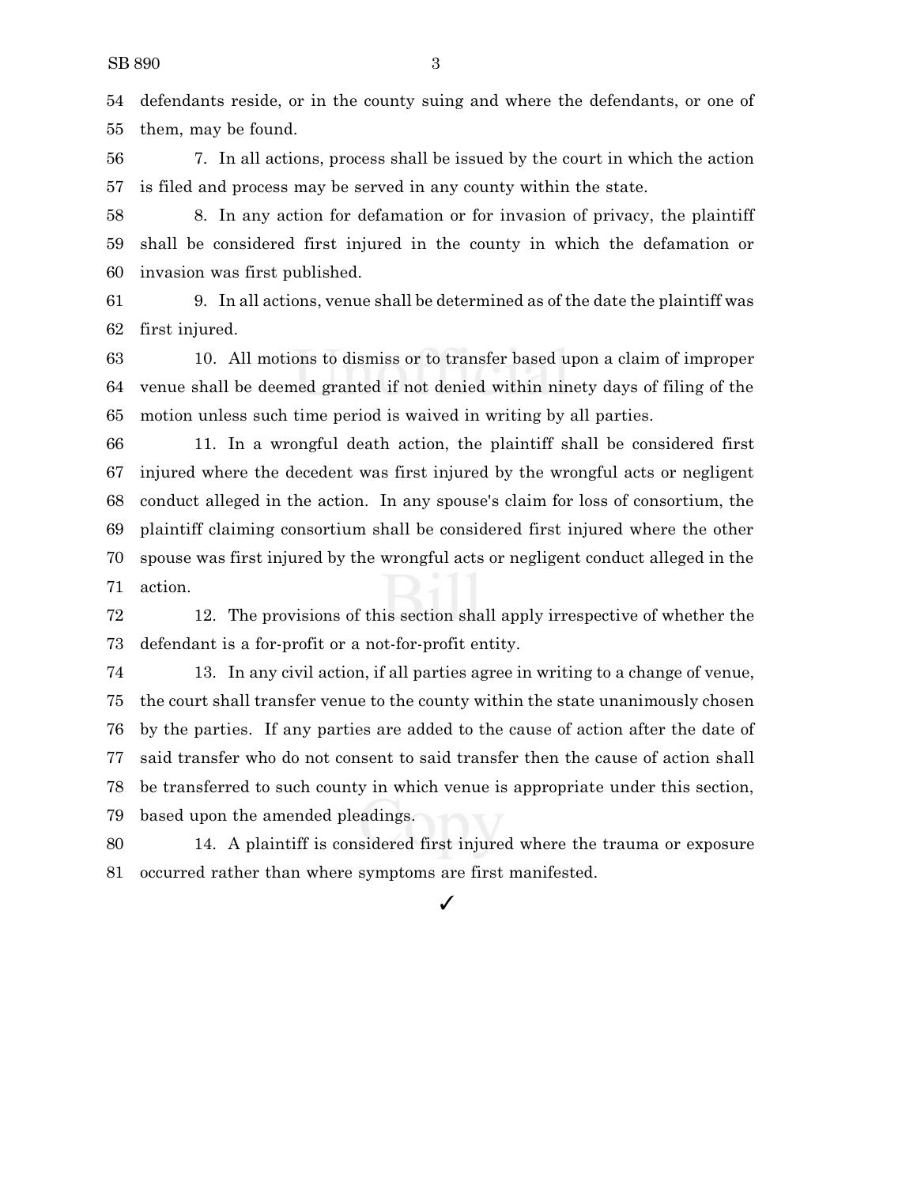defendants reside, or in the county suing and where the defendants, or one of them, may be found.

7. In all actions, process shall be issued by the court in which the action is filed and process may be served in any county within the state.

8. In any action for defamation or for invasion of privacy, the plaintiff shall be considered first injured in the county in which the defamation or invasion was first published.

9. In all actions, venue shall be determined as of the date the plaintiff was first injured.

10. All motions to dismiss or to transfer based upon a claim of improper venue shall be deemed granted if not denied within ninety days of filing of the motion unless such time period is waived in writing by all parties.

11. In a wrongful death action, the plaintiff shall be considered first injured where the decedent was first injured by the wrongful acts or negligent conduct alleged in the action. In any spouse's claim for loss of consortium, the plaintiff claiming consortium shall be considered first injured where the other spouse was first injured by the wrongful acts or negligent conduct alleged in the action.

12. The provisions of this section shall apply irrespective of whether the defendant is a for-profit or a not-for-profit entity.

13. In any civil action, if all parties agree in writing to a change of venue, the court shall transfer venue to the county within the state unanimously chosen by the parties. If any parties are added to the cause of action after the date of said transfer who do not consent to said transfer then the cause of action shall be transferred to such county in which venue is appropriate under this section, based upon the amended pleadings.

14. A plaintiff is considered first injured where the trauma or exposure occurred rather than where symptoms are first manifested.

✓